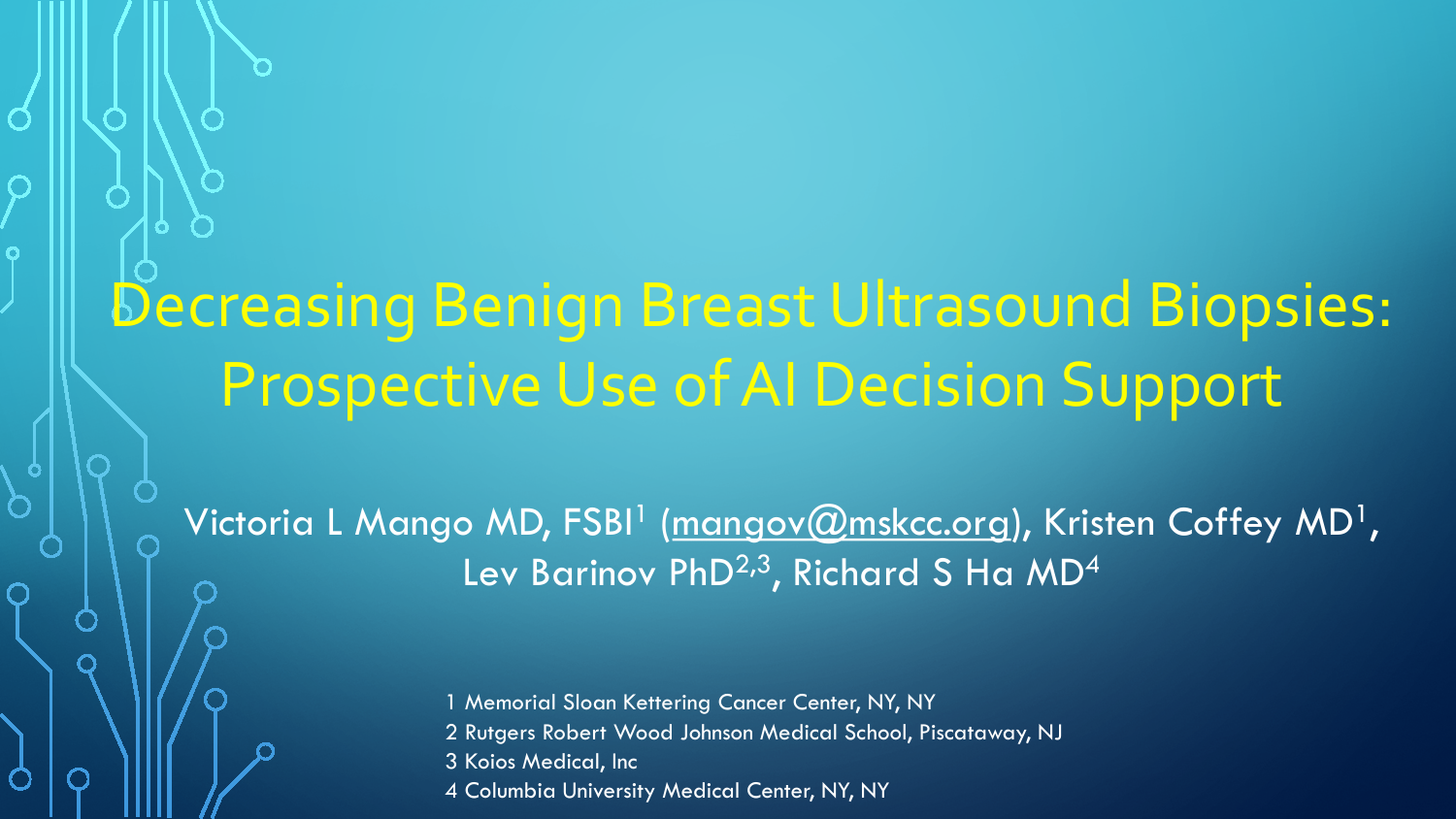# Decreasing Benign Breast Ultrasound Biopsies: Prospective Use of AI Decision Support

Victoria L Mango MD, FSBI[1] (mangov@mskcc.org), Kristen Coffey MD[1], Lev Barinov PhD[2,3], Richard S Ha MD[4]

1 Memorial Sloan Kettering Cancer Center, NY, NY

2 Rutgers Robert Wood Johnson Medical School, Piscataway, NJ

3 Koios Medical, Inc

4 Columbia University Medical Center, NY, NY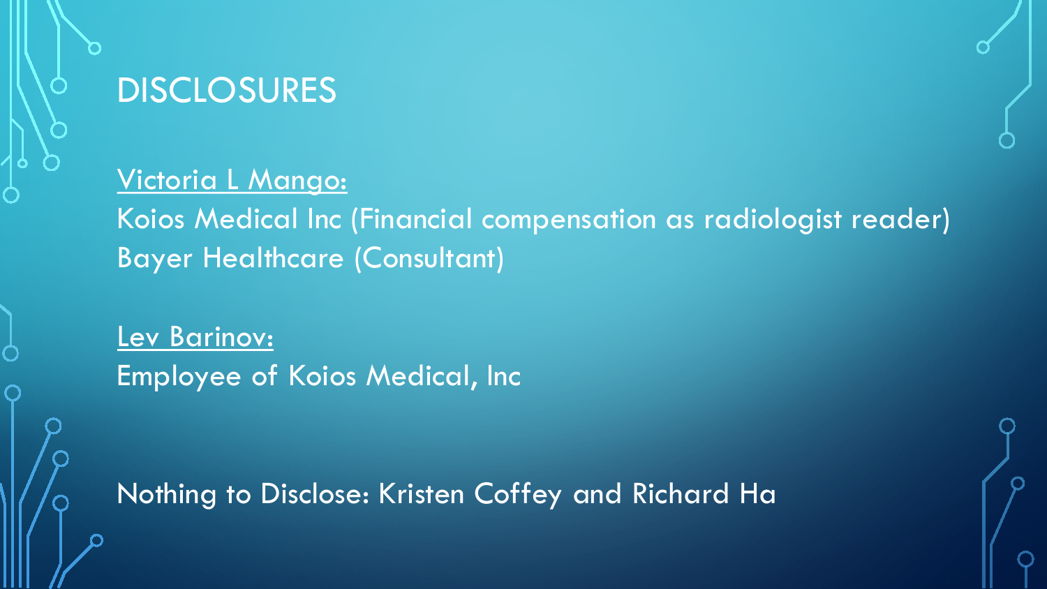# DISCLOSURES

Victoria L Mango:

Koios Medical Inc (Financial compensation as radiologist reader)

Bayer Healthcare (Consultant)

Lev Barinov:

Employee of Koios Medical, Inc

Nothing to Disclose: Kristen Coffey and Richard Ha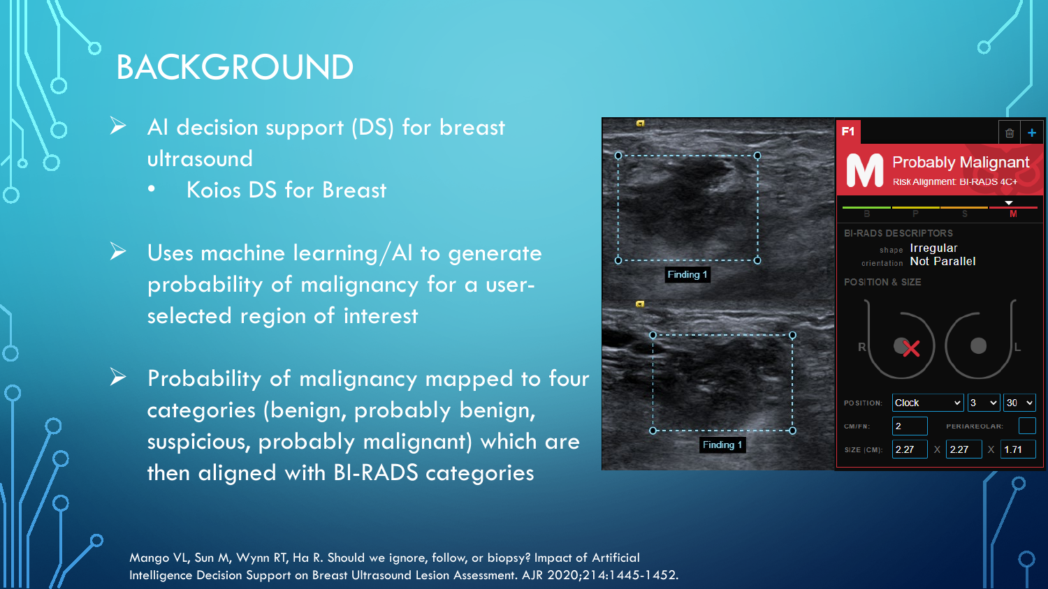# BACKGROUND

- AI decision support (DS) for breast ultrasound
  - Koios DS for Breast
- Uses machine learning/AI to generate probability of malignancy for a user-selected region of interest
- Probability of malignancy mapped to four categories (benign, probably benign, suspicious, probably malignant) which are then aligned with BI-RADS categories

Mango VL, Sun M, Wynn RT, Ha R. Should we ignore, follow, or biopsy? Impact of Artificial Intelligence Decision Support on Breast Ultrasound Lesion Assessment. AJR 2020;214:1445-1452.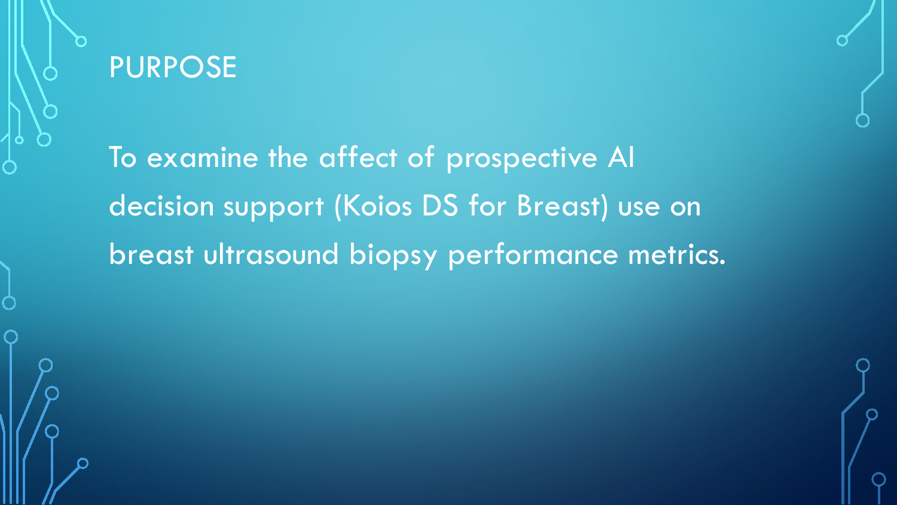# PURPOSE

To examine the affect of prospective AI decision support (Koios DS for Breast) use on breast ultrasound biopsy performance metrics.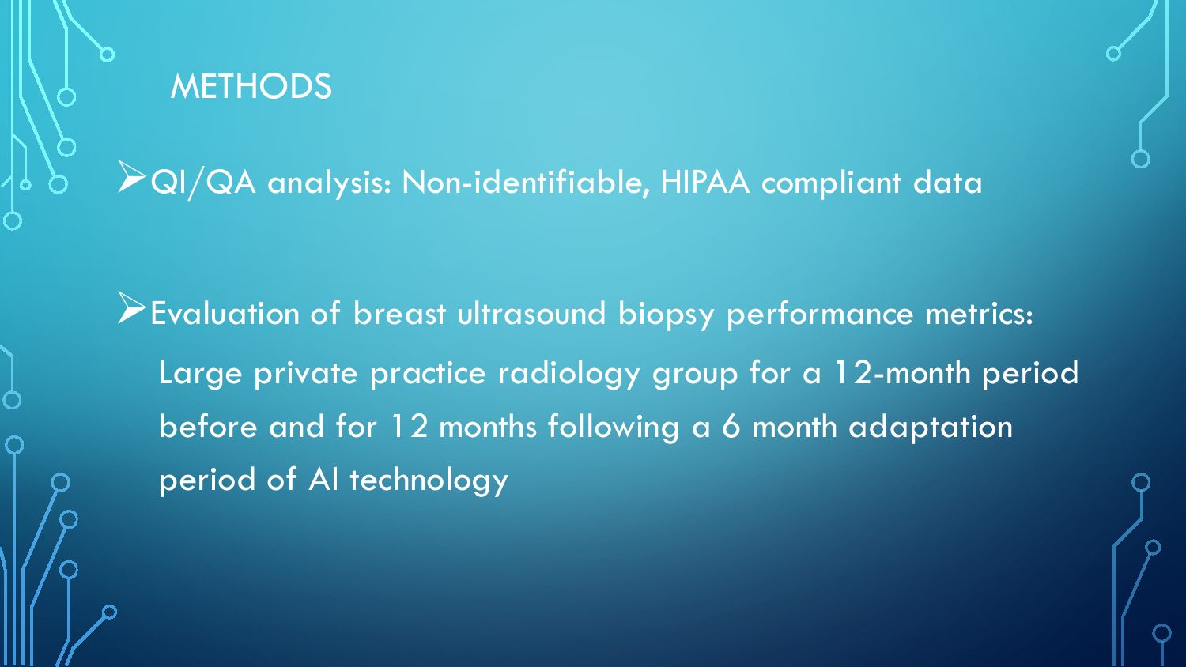# METHODS

- QI/QA analysis: Non-identifiable, HIPAA compliant data

- Evaluation of breast ultrasound biopsy performance metrics:

  Large private practice radiology group for a 12-month period before and for 12 months following a 6 month adaptation period of AI technology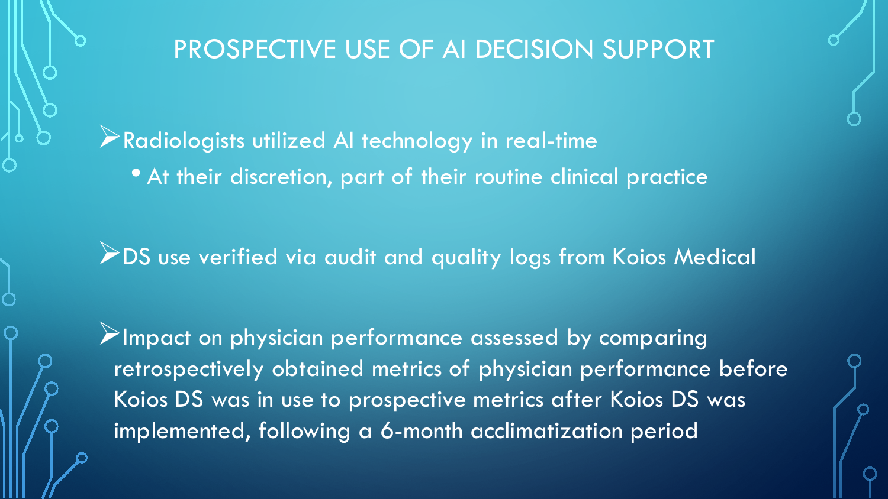# PROSPECTIVE USE OF AI DECISION SUPPORT

- Radiologists utilized AI technology in real-time
  - At their discretion, part of their routine clinical practice

- DS use verified via audit and quality logs from Koios Medical

- Impact on physician performance assessed by comparing retrospectively obtained metrics of physician performance before Koios DS was in use to prospective metrics after Koios DS was implemented, following a 6-month acclimatization period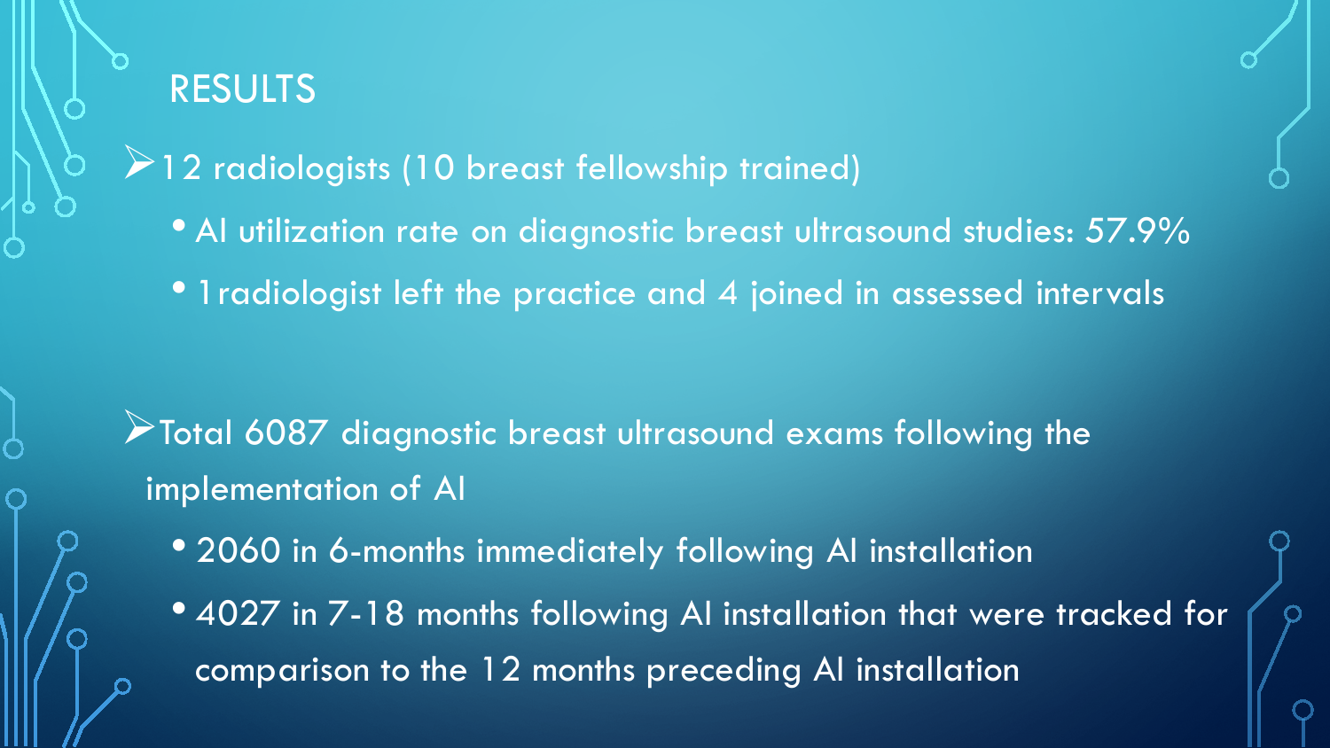# RESULTS

- 12 radiologists (10 breast fellowship trained)
  - AI utilization rate on diagnostic breast ultrasound studies: 57.9%
  - 1radiologist left the practice and 4 joined in assessed intervals

- Total 6087 diagnostic breast ultrasound exams following the implementation of AI
  - 2060 in 6-months immediately following AI installation
  - 4027 in 7-18 months following AI installation that were tracked for comparison to the 12 months preceding AI installation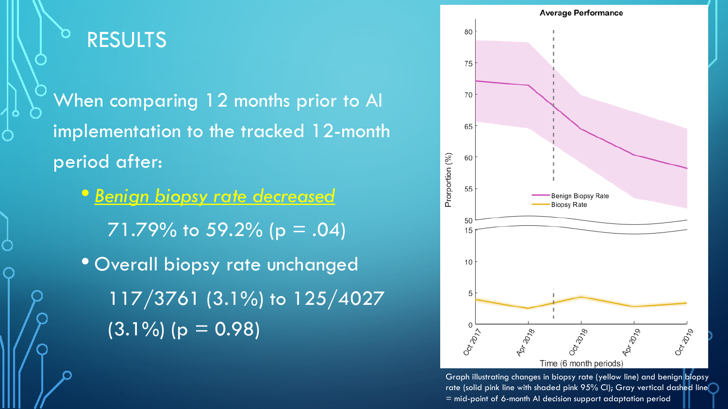# RESULTS

When comparing 12 months prior to AI implementation to the tracked 12-month period after:

- ***Benign biopsy rate decreased***

  71.79% to 59.2% ($p = .04$)

- Overall biopsy rate unchanged

  117/3761 (3.1%) to 125/4027 (3.1%) ($p = 0.98$)

Graph illustrating changes in biopsy rate (yellow line) and benign biopsy rate (solid pink line with shaded pink 95% CI); Gray vertical dashed line = mid-point of 6-month AI decision support adaptation period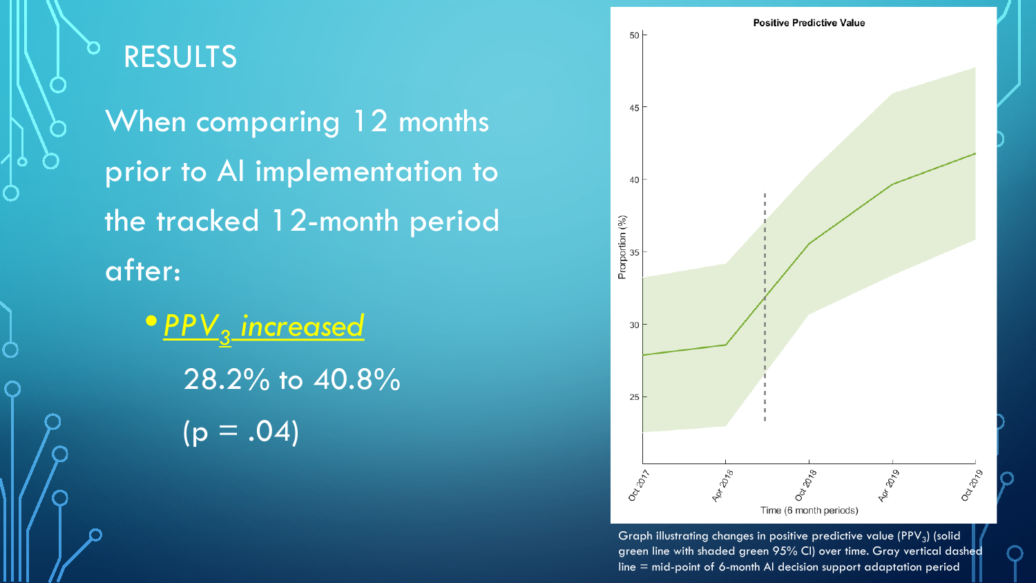# RESULTS

When comparing 12 months prior to AI implementation to the tracked 12-month period after:

- ***$PPV_3$ increased***

  28.2% to 40.8%

  ($p = .04$)

Graph illustrating changes in positive predictive value ($PPV_3$) (solid green line with shaded green 95% CI) over time. Gray vertical dashed line = mid-point of 6-month AI decision support adaptation period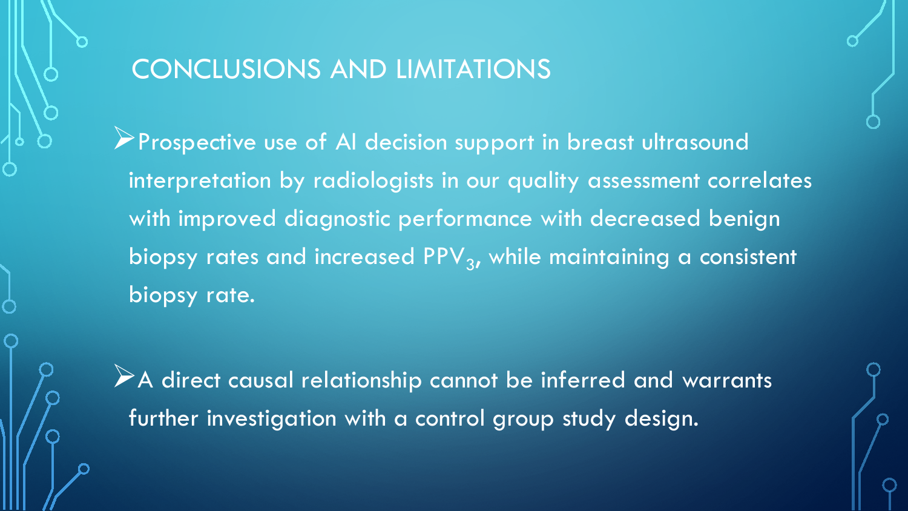# CONCLUSIONS AND LIMITATIONS

- Prospective use of AI decision support in breast ultrasound interpretation by radiologists in our quality assessment correlates with improved diagnostic performance with decreased benign biopsy rates and increased $PPV_3$, while maintaining a consistent biopsy rate.

- A direct causal relationship cannot be inferred and warrants further investigation with a control group study design.